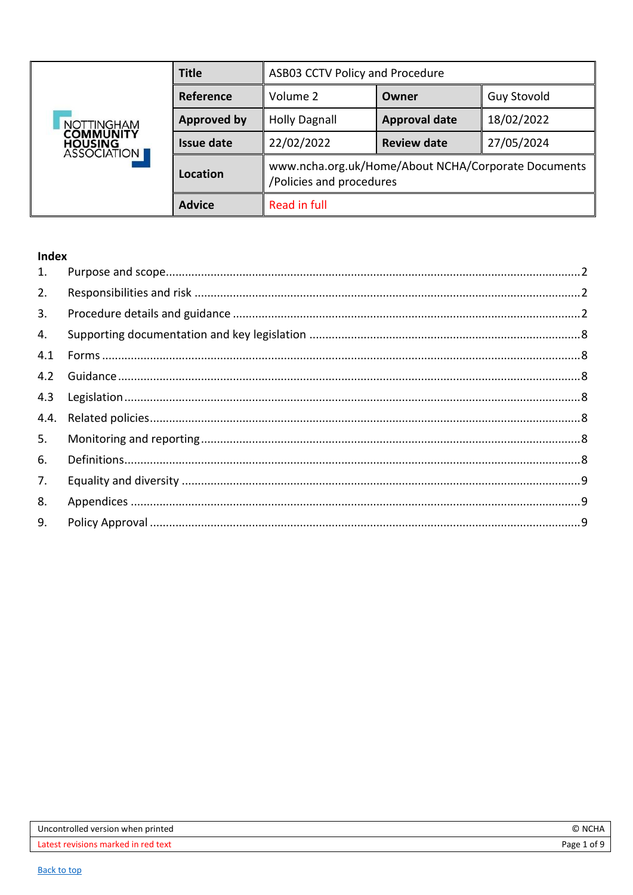| NOTTINGHAM COMMUNITY HOUSING ASSOCIATION | Title | ASB03 CCTV Policy and Procedure | | |
|---|---|---|---|---|
| | Reference | Volume 2 | Owner | Guy Stovold |
| | Approved by | Holly Dagnall | Approval date | 18/02/2022 |
| | Issue date | 22/02/2022 | Review date | 27/05/2024 |
| | Location | www.ncha.org.uk/Home/About NCHA/Corporate Documents /Policies and procedures | | |
| | Advice | Read in full | | |

**Index**

1. Purpose and scope .......... 2
2. Responsibilities and risk .......... 2
3. Procedure details and guidance .......... 2
4. Supporting documentation and key legislation .......... 8

4.1 Forms .......... 8

4.2 Guidance .......... 8

4.3 Legislation .......... 8

4.4. Related policies .......... 8

5. Monitoring and reporting .......... 8
6. Definitions .......... 8
7. Equality and diversity .......... 9
8. Appendices .......... 9
9. Policy Approval .......... 9

Uncontrolled version when printed — © NCHA

Latest revisions marked in red text

Back to top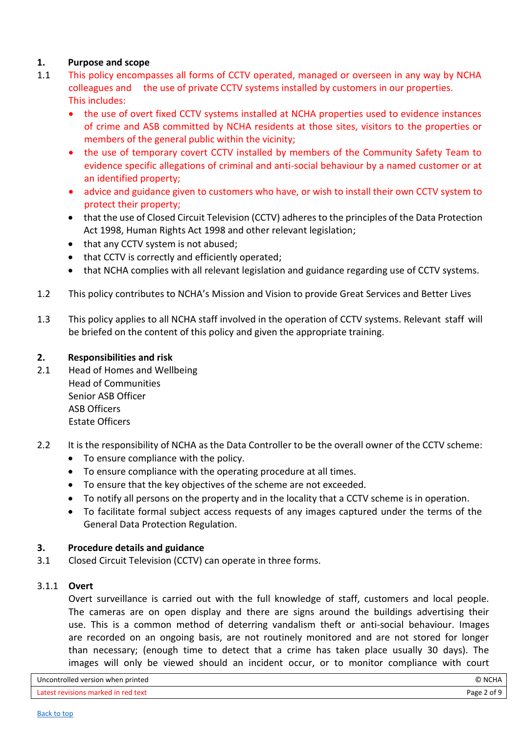## 1. Purpose and scope

1.1 This policy encompasses all forms of CCTV operated, managed or overseen in any way by NCHA colleagues and the use of private CCTV systems installed by customers in our properties. This includes:

- the use of overt fixed CCTV systems installed at NCHA properties used to evidence instances of crime and ASB committed by NCHA residents at those sites, visitors to the properties or members of the general public within the vicinity;
- the use of temporary covert CCTV installed by members of the Community Safety Team to evidence specific allegations of criminal and anti-social behaviour by a named customer or at an identified property;
- advice and guidance given to customers who have, or wish to install their own CCTV system to protect their property;
- that the use of Closed Circuit Television (CCTV) adheres to the principles of the Data Protection Act 1998, Human Rights Act 1998 and other relevant legislation;
- that any CCTV system is not abused;
- that CCTV is correctly and efficiently operated;
- that NCHA complies with all relevant legislation and guidance regarding use of CCTV systems.

1.2 This policy contributes to NCHA's Mission and Vision to provide Great Services and Better Lives

1.3 This policy applies to all NCHA staff involved in the operation of CCTV systems. Relevant staff will be briefed on the content of this policy and given the appropriate training.

## 2. Responsibilities and risk

2.1 Head of Homes and Wellbeing
Head of Communities
Senior ASB Officer
ASB Officers
Estate Officers

2.2 It is the responsibility of NCHA as the Data Controller to be the overall owner of the CCTV scheme:

- To ensure compliance with the policy.
- To ensure compliance with the operating procedure at all times.
- To ensure that the key objectives of the scheme are not exceeded.
- To notify all persons on the property and in the locality that a CCTV scheme is in operation.
- To facilitate formal subject access requests of any images captured under the terms of the General Data Protection Regulation.

## 3. Procedure details and guidance

3.1 Closed Circuit Television (CCTV) can operate in three forms.

### 3.1.1 Overt

Overt surveillance is carried out with the full knowledge of staff, customers and local people. The cameras are on open display and there are signs around the buildings advertising their use. This is a common method of deterring vandalism theft or anti-social behaviour. Images are recorded on an ongoing basis, are not routinely monitored and are not stored for longer than necessary; (enough time to detect that a crime has taken place usually 30 days). The images will only be viewed should an incident occur, or to monitor compliance with court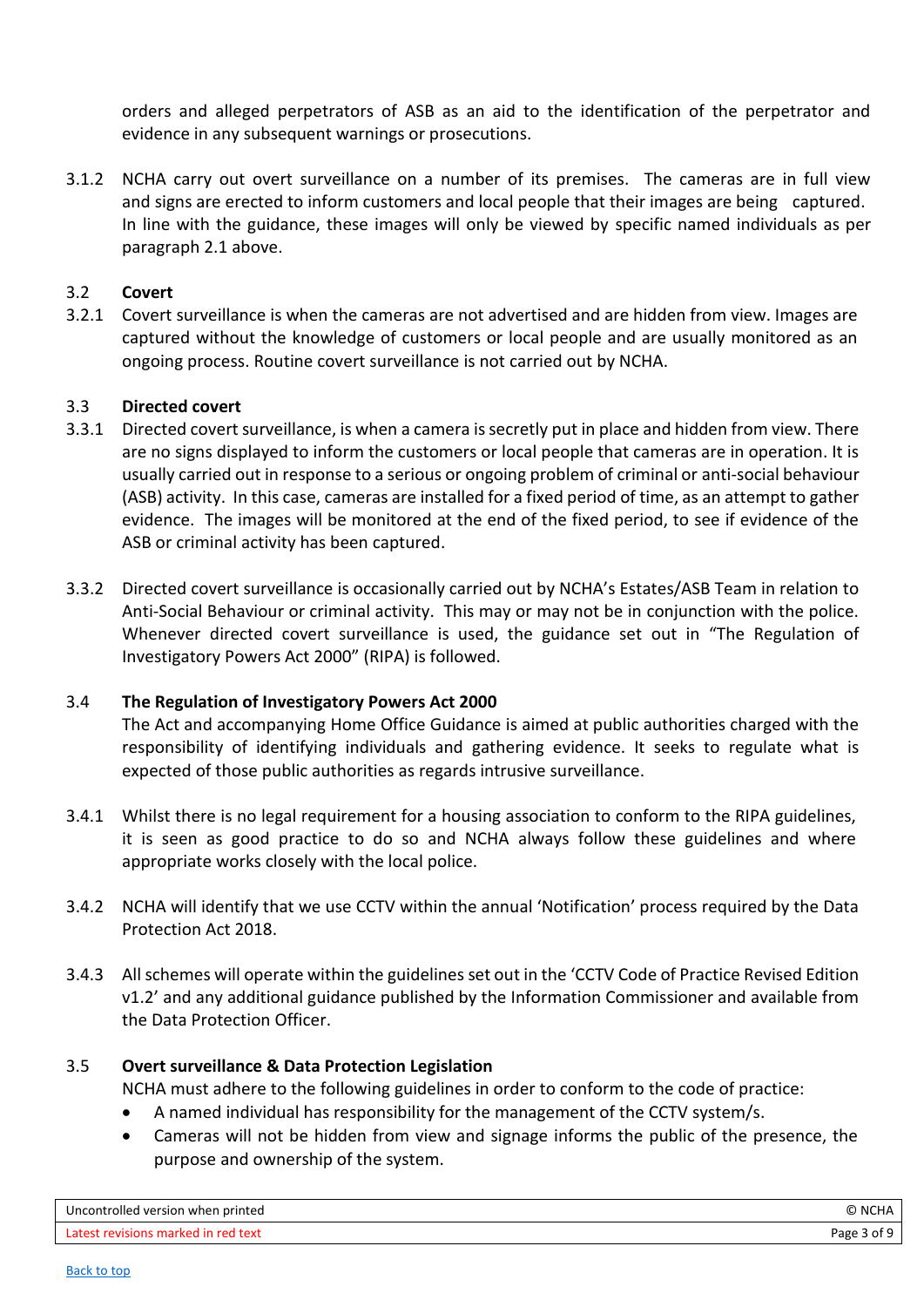orders and alleged perpetrators of ASB as an aid to the identification of the perpetrator and evidence in any subsequent warnings or prosecutions.

3.1.2 NCHA carry out overt surveillance on a number of its premises. The cameras are in full view and signs are erected to inform customers and local people that their images are being captured. In line with the guidance, these images will only be viewed by specific named individuals as per paragraph 2.1 above.

### 3.2 Covert

3.2.1 Covert surveillance is when the cameras are not advertised and are hidden from view. Images are captured without the knowledge of customers or local people and are usually monitored as an ongoing process. Routine covert surveillance is not carried out by NCHA.

### 3.3 Directed covert

3.3.1 Directed covert surveillance, is when a camera is secretly put in place and hidden from view. There are no signs displayed to inform the customers or local people that cameras are in operation. It is usually carried out in response to a serious or ongoing problem of criminal or anti-social behaviour (ASB) activity. In this case, cameras are installed for a fixed period of time, as an attempt to gather evidence. The images will be monitored at the end of the fixed period, to see if evidence of the ASB or criminal activity has been captured.

3.3.2 Directed covert surveillance is occasionally carried out by NCHA's Estates/ASB Team in relation to Anti-Social Behaviour or criminal activity. This may or may not be in conjunction with the police. Whenever directed covert surveillance is used, the guidance set out in "The Regulation of Investigatory Powers Act 2000" (RIPA) is followed.

### 3.4 The Regulation of Investigatory Powers Act 2000

The Act and accompanying Home Office Guidance is aimed at public authorities charged with the responsibility of identifying individuals and gathering evidence. It seeks to regulate what is expected of those public authorities as regards intrusive surveillance.

3.4.1 Whilst there is no legal requirement for a housing association to conform to the RIPA guidelines, it is seen as good practice to do so and NCHA always follow these guidelines and where appropriate works closely with the local police.

3.4.2 NCHA will identify that we use CCTV within the annual 'Notification' process required by the Data Protection Act 2018.

3.4.3 All schemes will operate within the guidelines set out in the 'CCTV Code of Practice Revised Edition v1.2' and any additional guidance published by the Information Commissioner and available from the Data Protection Officer.

### 3.5 Overt surveillance & Data Protection Legislation

NCHA must adhere to the following guidelines in order to conform to the code of practice:

- A named individual has responsibility for the management of the CCTV system/s.
- Cameras will not be hidden from view and signage informs the public of the presence, the purpose and ownership of the system.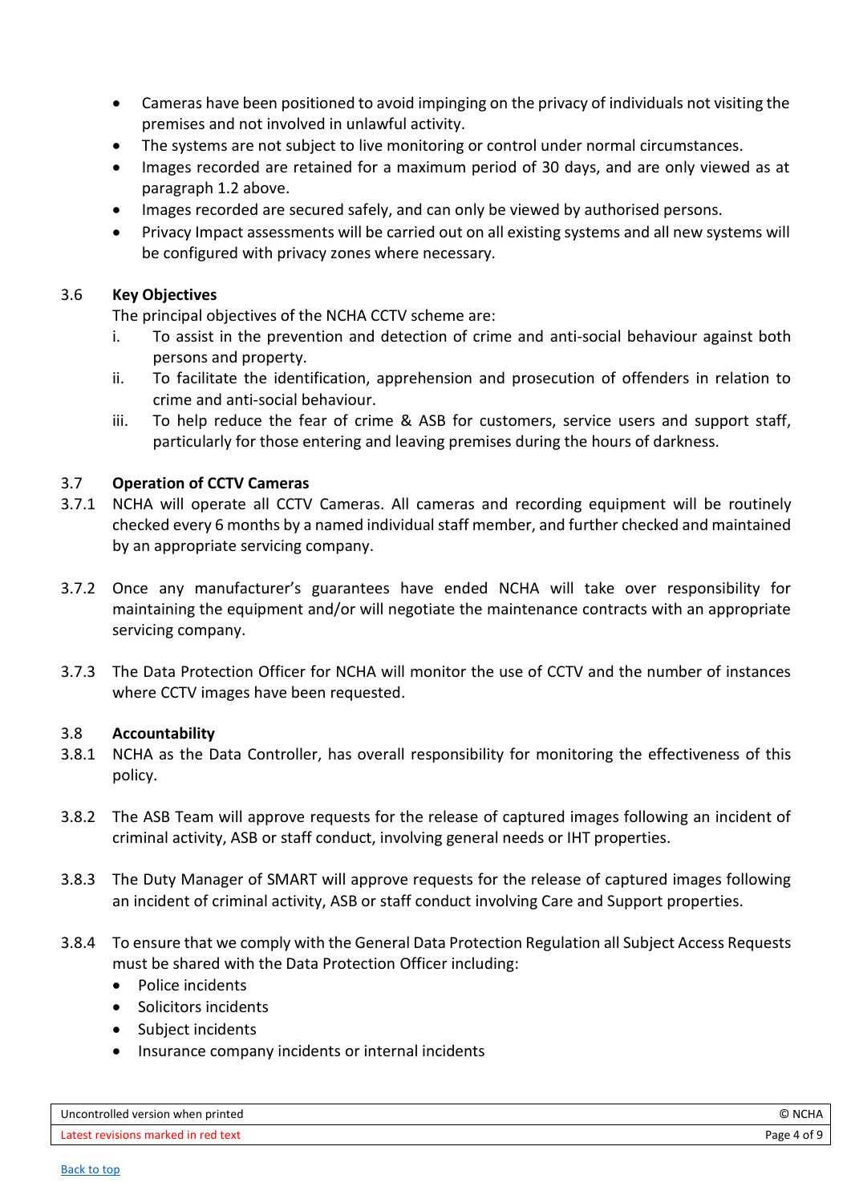- Cameras have been positioned to avoid impinging on the privacy of individuals not visiting the premises and not involved in unlawful activity.
- The systems are not subject to live monitoring or control under normal circumstances.
- Images recorded are retained for a maximum period of 30 days, and are only viewed as at paragraph 1.2 above.
- Images recorded are secured safely, and can only be viewed by authorised persons.
- Privacy Impact assessments will be carried out on all existing systems and all new systems will be configured with privacy zones where necessary.

### 3.6 Key Objectives

The principal objectives of the NCHA CCTV scheme are:

i. To assist in the prevention and detection of crime and anti-social behaviour against both persons and property.

ii. To facilitate the identification, apprehension and prosecution of offenders in relation to crime and anti-social behaviour.

iii. To help reduce the fear of crime & ASB for customers, service users and support staff, particularly for those entering and leaving premises during the hours of darkness.

### 3.7 Operation of CCTV Cameras

3.7.1 NCHA will operate all CCTV Cameras. All cameras and recording equipment will be routinely checked every 6 months by a named individual staff member, and further checked and maintained by an appropriate servicing company.

3.7.2 Once any manufacturer's guarantees have ended NCHA will take over responsibility for maintaining the equipment and/or will negotiate the maintenance contracts with an appropriate servicing company.

3.7.3 The Data Protection Officer for NCHA will monitor the use of CCTV and the number of instances where CCTV images have been requested.

### 3.8 Accountability

3.8.1 NCHA as the Data Controller, has overall responsibility for monitoring the effectiveness of this policy.

3.8.2 The ASB Team will approve requests for the release of captured images following an incident of criminal activity, ASB or staff conduct, involving general needs or IHT properties.

3.8.3 The Duty Manager of SMART will approve requests for the release of captured images following an incident of criminal activity, ASB or staff conduct involving Care and Support properties.

3.8.4 To ensure that we comply with the General Data Protection Regulation all Subject Access Requests must be shared with the Data Protection Officer including:

- Police incidents
- Solicitors incidents
- Subject incidents
- Insurance company incidents or internal incidents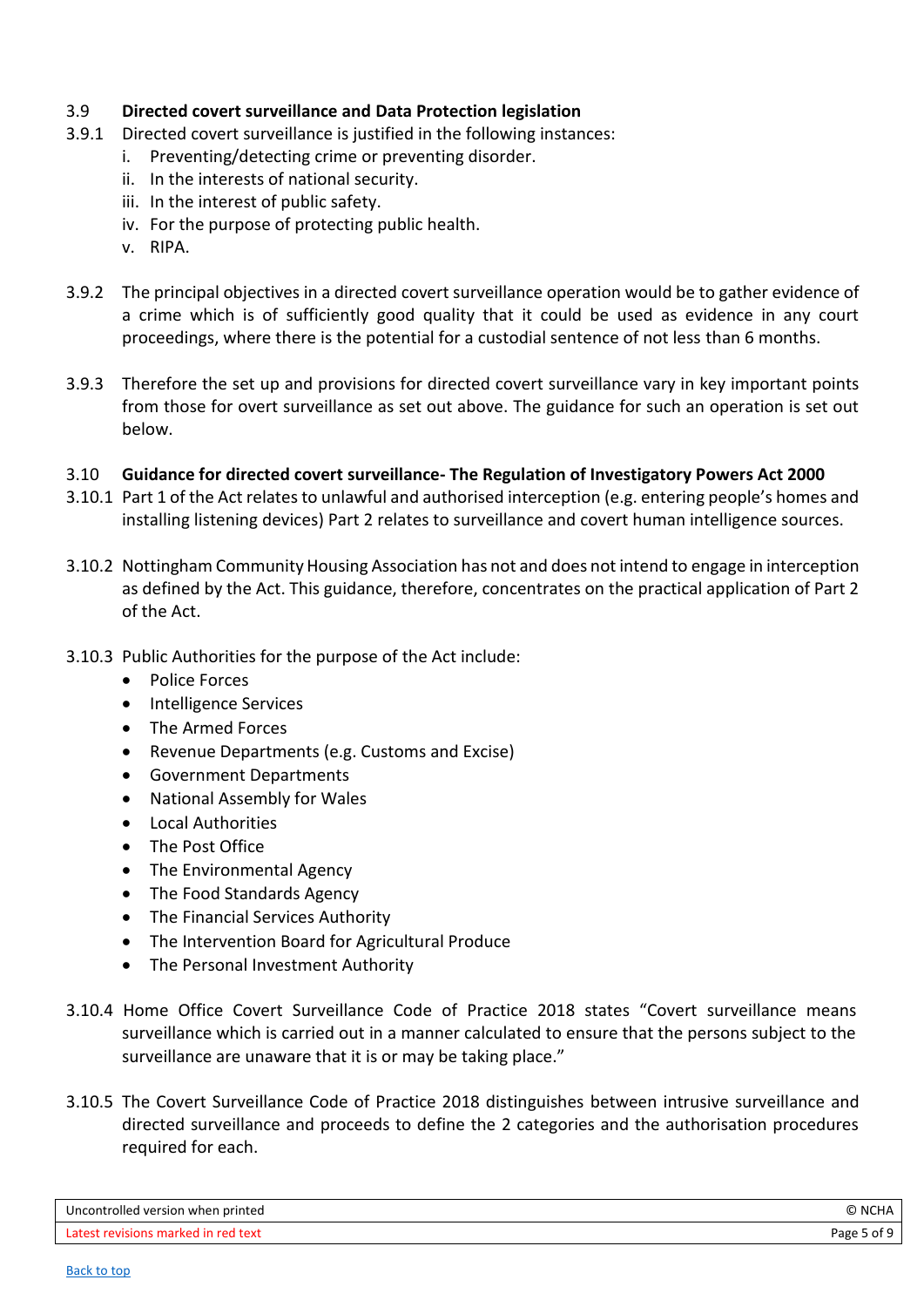### 3.9 Directed covert surveillance and Data Protection legislation

3.9.1 Directed covert surveillance is justified in the following instances:

i. Preventing/detecting crime or preventing disorder.
ii. In the interests of national security.
iii. In the interest of public safety.
iv. For the purpose of protecting public health.
v. RIPA.

3.9.2 The principal objectives in a directed covert surveillance operation would be to gather evidence of a crime which is of sufficiently good quality that it could be used as evidence in any court proceedings, where there is the potential for a custodial sentence of not less than 6 months.

3.9.3 Therefore the set up and provisions for directed covert surveillance vary in key important points from those for overt surveillance as set out above. The guidance for such an operation is set out below.

### 3.10 Guidance for directed covert surveillance- The Regulation of Investigatory Powers Act 2000

3.10.1 Part 1 of the Act relates to unlawful and authorised interception (e.g. entering people's homes and installing listening devices) Part 2 relates to surveillance and covert human intelligence sources.

3.10.2 Nottingham Community Housing Association has not and does not intend to engage in interception as defined by the Act. This guidance, therefore, concentrates on the practical application of Part 2 of the Act.

3.10.3 Public Authorities for the purpose of the Act include:

- Police Forces
- Intelligence Services
- The Armed Forces
- Revenue Departments (e.g. Customs and Excise)
- Government Departments
- National Assembly for Wales
- Local Authorities
- The Post Office
- The Environmental Agency
- The Food Standards Agency
- The Financial Services Authority
- The Intervention Board for Agricultural Produce
- The Personal Investment Authority

3.10.4 Home Office Covert Surveillance Code of Practice 2018 states "Covert surveillance means surveillance which is carried out in a manner calculated to ensure that the persons subject to the surveillance are unaware that it is or may be taking place."

3.10.5 The Covert Surveillance Code of Practice 2018 distinguishes between intrusive surveillance and directed surveillance and proceeds to define the 2 categories and the authorisation procedures required for each.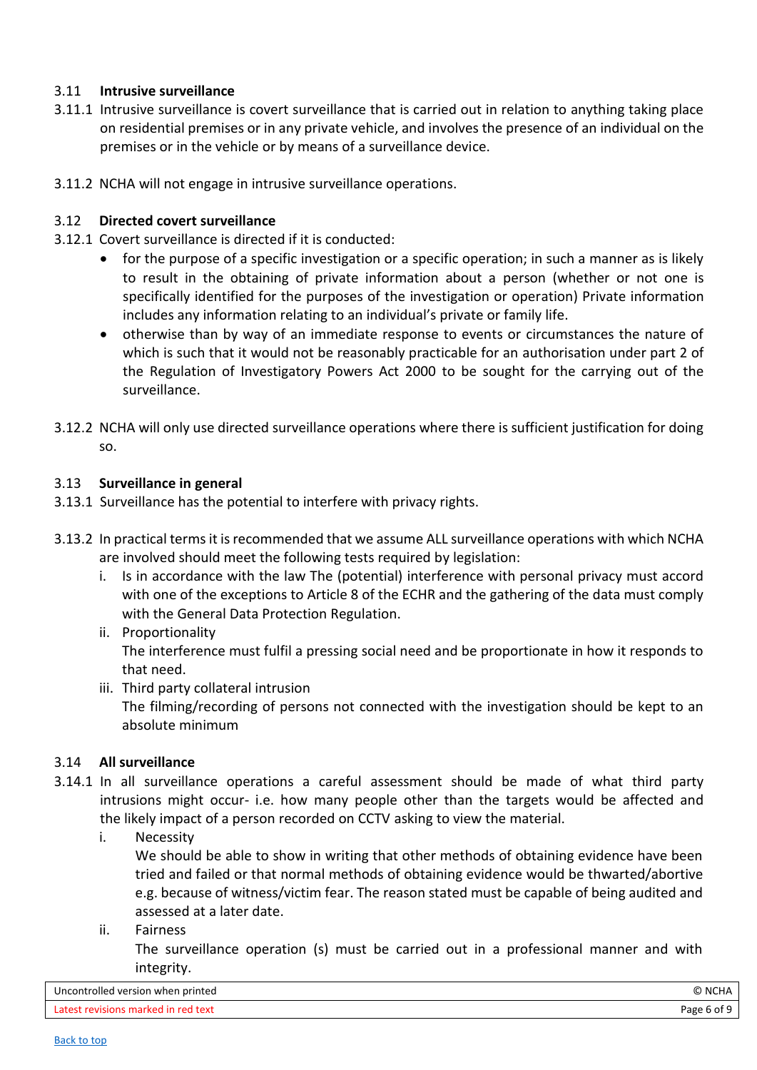### 3.11 Intrusive surveillance

3.11.1 Intrusive surveillance is covert surveillance that is carried out in relation to anything taking place on residential premises or in any private vehicle, and involves the presence of an individual on the premises or in the vehicle or by means of a surveillance device.

3.11.2 NCHA will not engage in intrusive surveillance operations.

### 3.12 Directed covert surveillance

3.12.1 Covert surveillance is directed if it is conducted:

- for the purpose of a specific investigation or a specific operation; in such a manner as is likely to result in the obtaining of private information about a person (whether or not one is specifically identified for the purposes of the investigation or operation) Private information includes any information relating to an individual's private or family life.
- otherwise than by way of an immediate response to events or circumstances the nature of which is such that it would not be reasonably practicable for an authorisation under part 2 of the Regulation of Investigatory Powers Act 2000 to be sought for the carrying out of the surveillance.

3.12.2 NCHA will only use directed surveillance operations where there is sufficient justification for doing so.

### 3.13 Surveillance in general

3.13.1 Surveillance has the potential to interfere with privacy rights.

3.13.2 In practical terms it is recommended that we assume ALL surveillance operations with which NCHA are involved should meet the following tests required by legislation:

i. Is in accordance with the law The (potential) interference with personal privacy must accord with one of the exceptions to Article 8 of the ECHR and the gathering of the data must comply with the General Data Protection Regulation.

ii. Proportionality
The interference must fulfil a pressing social need and be proportionate in how it responds to that need.

iii. Third party collateral intrusion
The filming/recording of persons not connected with the investigation should be kept to an absolute minimum

### 3.14 All surveillance

3.14.1 In all surveillance operations a careful assessment should be made of what third party intrusions might occur- i.e. how many people other than the targets would be affected and the likely impact of a person recorded on CCTV asking to view the material.

i. Necessity
We should be able to show in writing that other methods of obtaining evidence have been tried and failed or that normal methods of obtaining evidence would be thwarted/abortive e.g. because of witness/victim fear. The reason stated must be capable of being audited and assessed at a later date.

ii. Fairness
The surveillance operation (s) must be carried out in a professional manner and with integrity.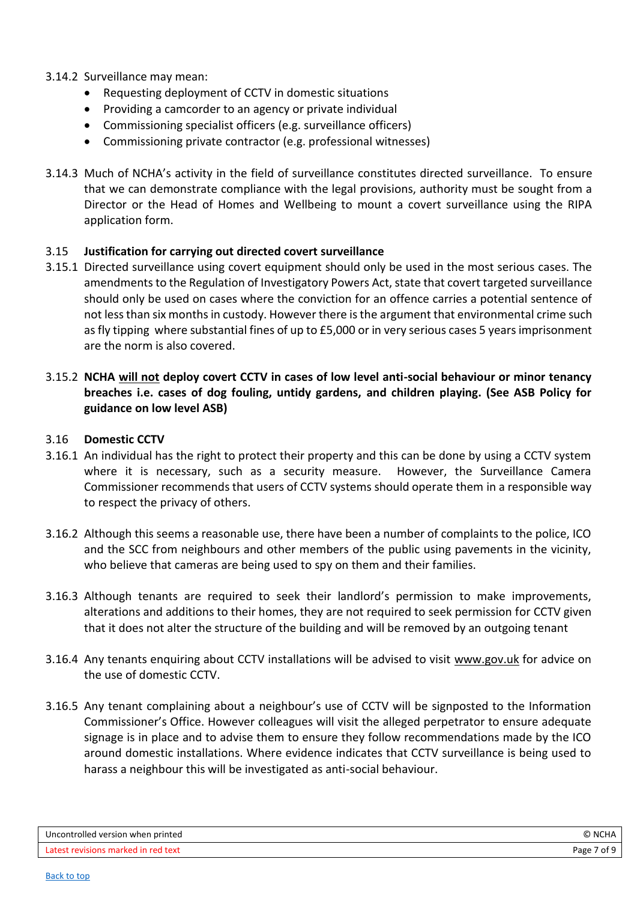3.14.2 Surveillance may mean:

- Requesting deployment of CCTV in domestic situations
- Providing a camcorder to an agency or private individual
- Commissioning specialist officers (e.g. surveillance officers)
- Commissioning private contractor (e.g. professional witnesses)

3.14.3 Much of NCHA's activity in the field of surveillance constitutes directed surveillance. To ensure that we can demonstrate compliance with the legal provisions, authority must be sought from a Director or the Head of Homes and Wellbeing to mount a covert surveillance using the RIPA application form.

### 3.15 Justification for carrying out directed covert surveillance

3.15.1 Directed surveillance using covert equipment should only be used in the most serious cases. The amendments to the Regulation of Investigatory Powers Act, state that covert targeted surveillance should only be used on cases where the conviction for an offence carries a potential sentence of not less than six months in custody. However there is the argument that environmental crime such as fly tipping where substantial fines of up to £5,000 or in very serious cases 5 years imprisonment are the norm is also covered.

3.15.2 **NCHA <u>will not</u> deploy covert CCTV in cases of low level anti-social behaviour or minor tenancy breaches i.e. cases of dog fouling, untidy gardens, and children playing. (See ASB Policy for guidance on low level ASB)**

### 3.16 Domestic CCTV

3.16.1 An individual has the right to protect their property and this can be done by using a CCTV system where it is necessary, such as a security measure. However, the Surveillance Camera Commissioner recommends that users of CCTV systems should operate them in a responsible way to respect the privacy of others.

3.16.2 Although this seems a reasonable use, there have been a number of complaints to the police, ICO and the SCC from neighbours and other members of the public using pavements in the vicinity, who believe that cameras are being used to spy on them and their families.

3.16.3 Although tenants are required to seek their landlord's permission to make improvements, alterations and additions to their homes, they are not required to seek permission for CCTV given that it does not alter the structure of the building and will be removed by an outgoing tenant

3.16.4 Any tenants enquiring about CCTV installations will be advised to visit www.gov.uk for advice on the use of domestic CCTV.

3.16.5 Any tenant complaining about a neighbour's use of CCTV will be signposted to the Information Commissioner's Office. However colleagues will visit the alleged perpetrator to ensure adequate signage is in place and to advise them to ensure they follow recommendations made by the ICO around domestic installations. Where evidence indicates that CCTV surveillance is being used to harass a neighbour this will be investigated as anti-social behaviour.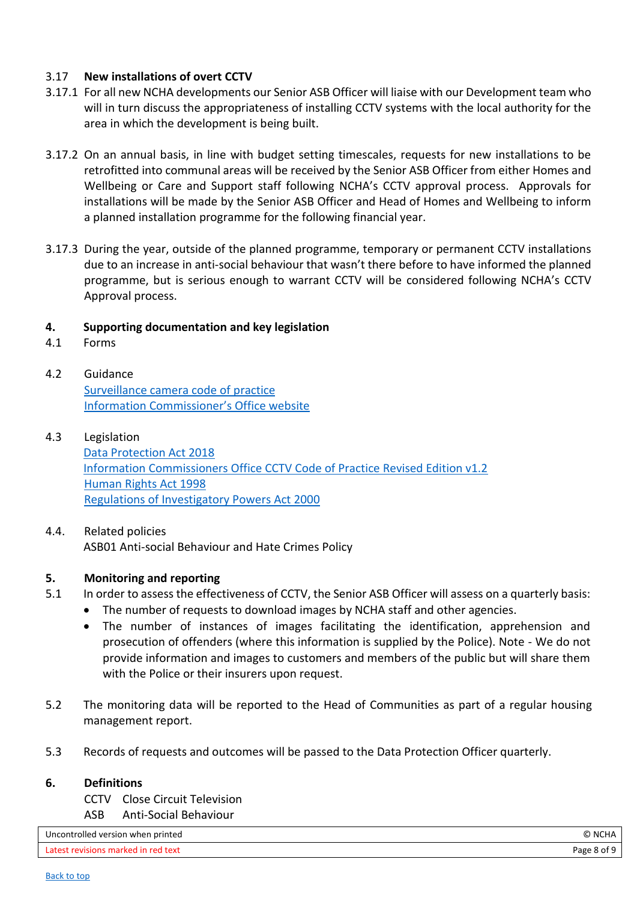### 3.17 New installations of overt CCTV

3.17.1 For all new NCHA developments our Senior ASB Officer will liaise with our Development team who will in turn discuss the appropriateness of installing CCTV systems with the local authority for the area in which the development is being built.

3.17.2 On an annual basis, in line with budget setting timescales, requests for new installations to be retrofitted into communal areas will be received by the Senior ASB Officer from either Homes and Wellbeing or Care and Support staff following NCHA's CCTV approval process. Approvals for installations will be made by the Senior ASB Officer and Head of Homes and Wellbeing to inform a planned installation programme for the following financial year.

3.17.3 During the year, outside of the planned programme, temporary or permanent CCTV installations due to an increase in anti-social behaviour that wasn't there before to have informed the planned programme, but is serious enough to warrant CCTV will be considered following NCHA's CCTV Approval process.

## 4. Supporting documentation and key legislation

4.1 Forms

4.2 Guidance

Surveillance camera code of practice
Information Commissioner's Office website

4.3 Legislation

Data Protection Act 2018
Information Commissioners Office CCTV Code of Practice Revised Edition v1.2
Human Rights Act 1998
Regulations of Investigatory Powers Act 2000

4.4. Related policies

ASB01 Anti-social Behaviour and Hate Crimes Policy

## 5. Monitoring and reporting

5.1 In order to assess the effectiveness of CCTV, the Senior ASB Officer will assess on a quarterly basis:

- The number of requests to download images by NCHA staff and other agencies.
- The number of instances of images facilitating the identification, apprehension and prosecution of offenders (where this information is supplied by the Police). Note - We do not provide information and images to customers and members of the public but will share them with the Police or their insurers upon request.

5.2 The monitoring data will be reported to the Head of Communities as part of a regular housing management report.

5.3 Records of requests and outcomes will be passed to the Data Protection Officer quarterly.

## 6. Definitions

CCTV Close Circuit Television
ASB Anti-Social Behaviour

Back to top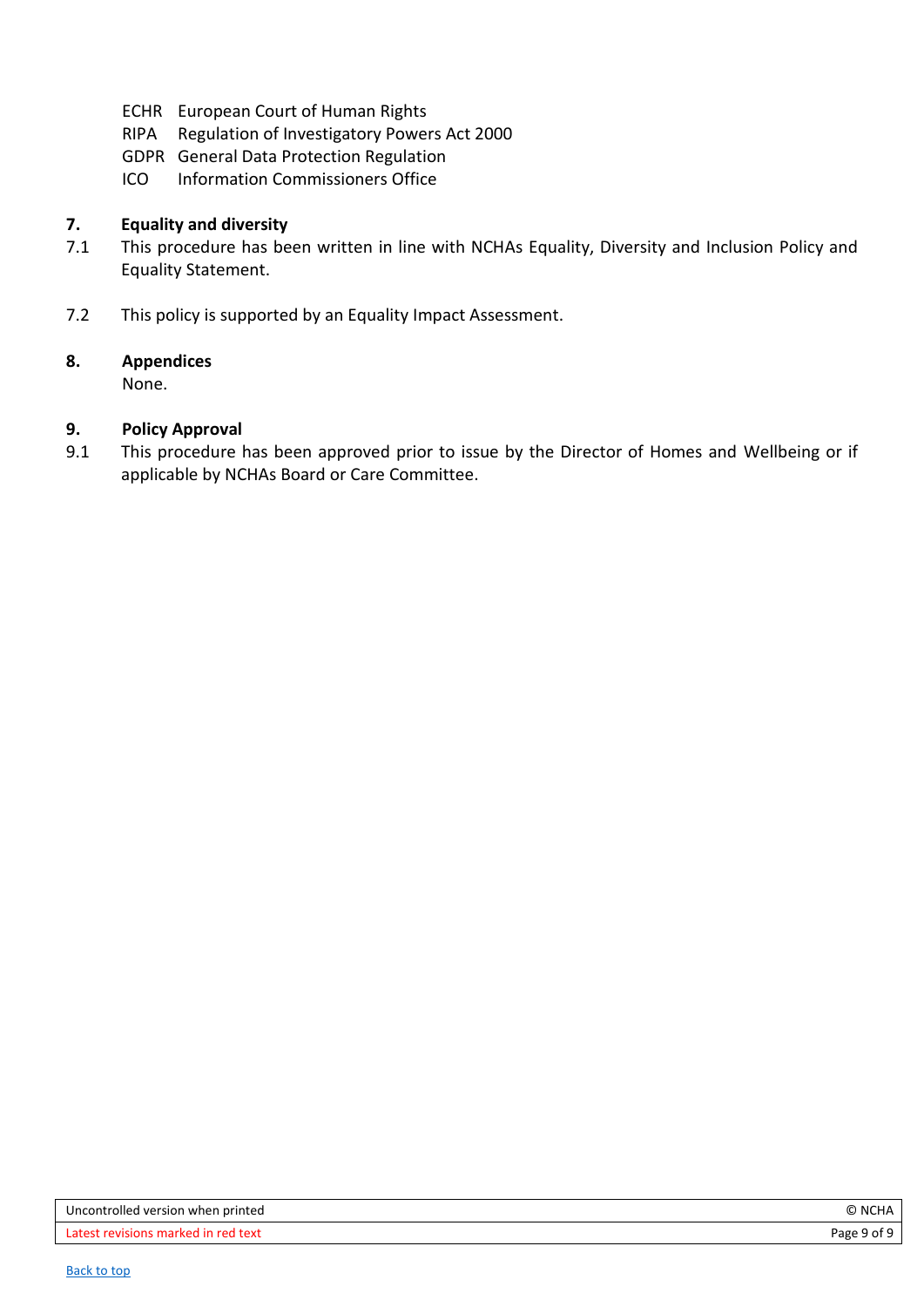ECHR European Court of Human Rights
RIPA Regulation of Investigatory Powers Act 2000
GDPR General Data Protection Regulation
ICO Information Commissioners Office

## 7. Equality and diversity

7.1 This procedure has been written in line with NCHAs Equality, Diversity and Inclusion Policy and Equality Statement.

7.2 This policy is supported by an Equality Impact Assessment.

## 8. Appendices

None.

## 9. Policy Approval

9.1 This procedure has been approved prior to issue by the Director of Homes and Wellbeing or if applicable by NCHAs Board or Care Committee.

Uncontrolled version when printed © NCHA
Latest revisions marked in red text

Back to top